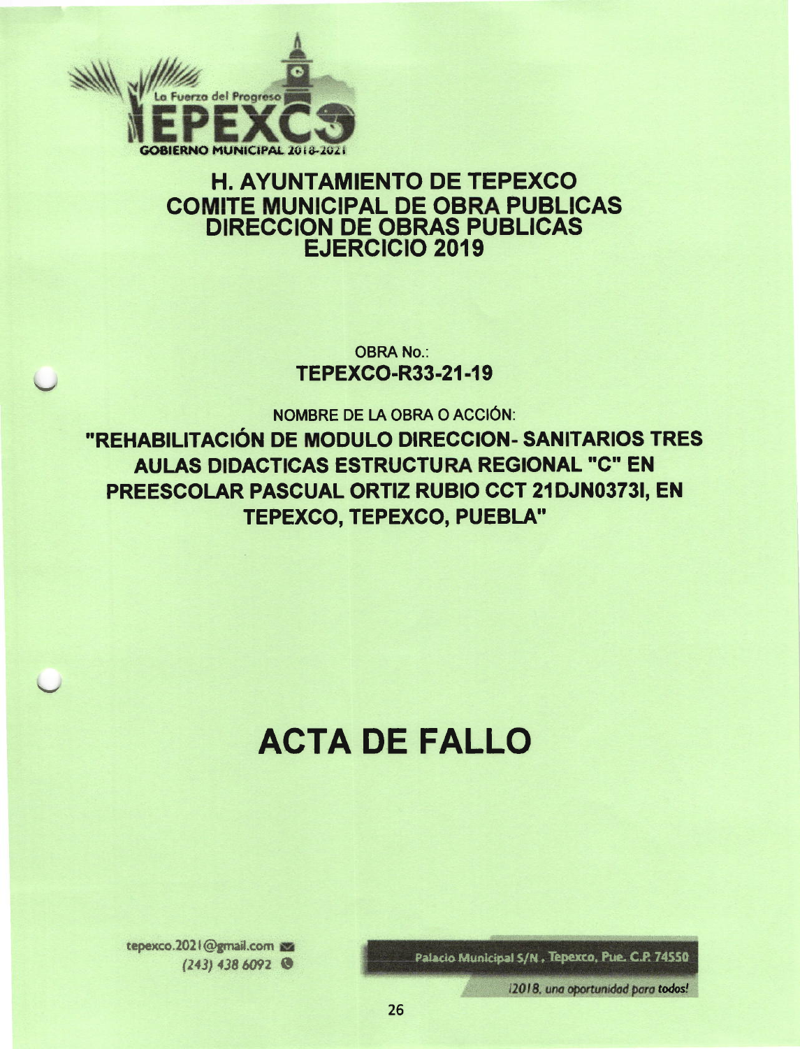La Fuerza del Progreso

TEPEXCO

GOBIERNO MUNICIPAL 2018-2021

# H. AYUNTAMIENTO DE TEPEXCO
## COMITE MUNICIPAL DE OBRA PUBLICAS
## DIRECCION DE OBRAS PUBLICAS
## EJERCICIO 2019

OBRA No.:

**TEPEXCO-R33-21-19**

NOMBRE DE LA OBRA O ACCIÓN:

**"REHABILITACIÓN DE MODULO DIRECCION- SANITARIOS TRES AULAS DIDACTICAS ESTRUCTURA REGIONAL "C" EN PREESCOLAR PASCUAL ORTIZ RUBIO CCT 21DJN0373I, EN TEPEXCO, TEPEXCO, PUEBLA"**

# ACTA DE FALLO

tepexco.2021@gmail.com

(243) 438 6092

Palacio Municipal S/N, Tepexco, Pue. C.P. 74550

*¡2018, una oportunidad para todos!*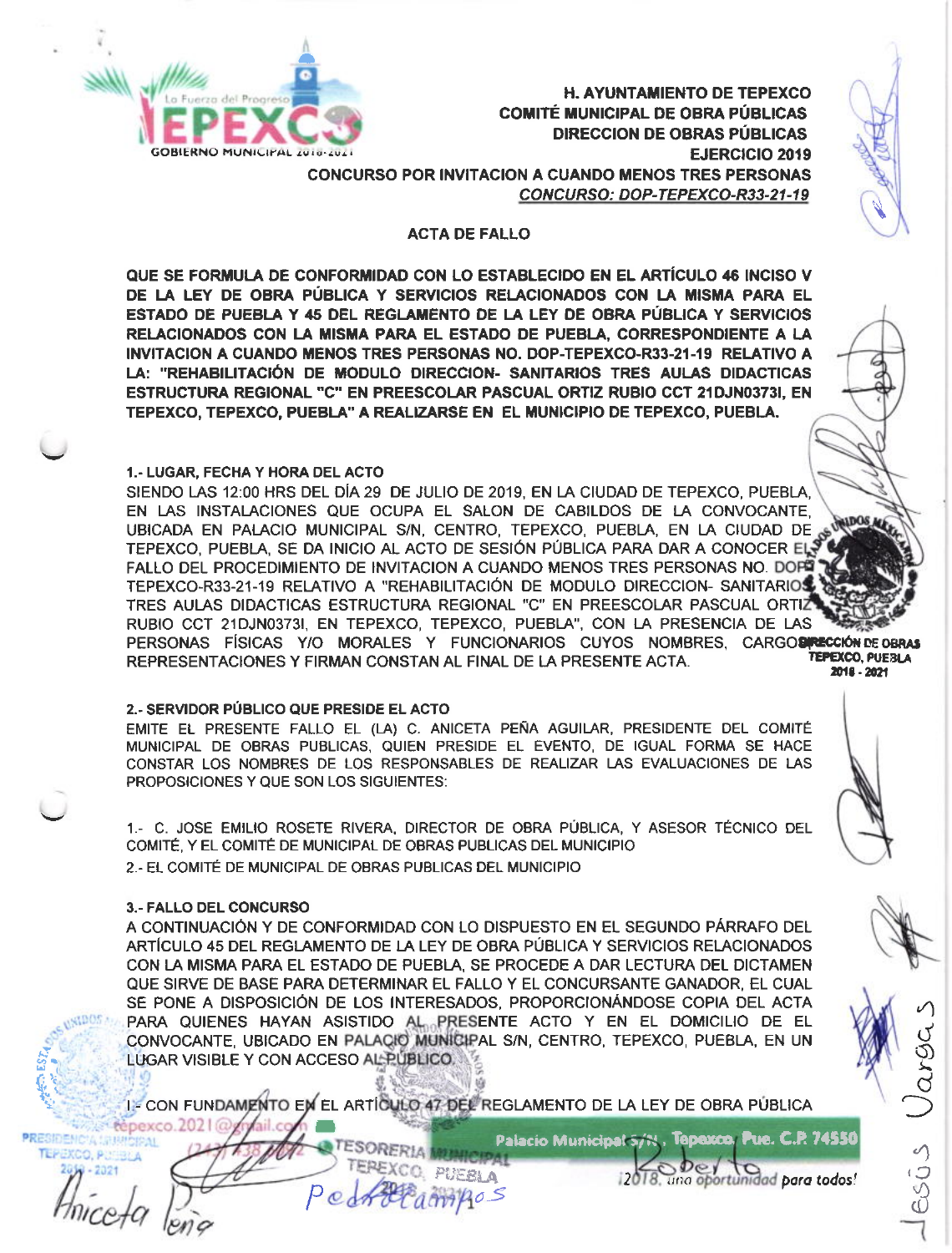**H. AYUNTAMIENTO DE TEPEXCO**
**COMITÉ MUNICIPAL DE OBRA PÚBLICAS**
**DIRECCION DE OBRAS PÚBLICAS**
**EJERCICIO 2019**
**CONCURSO POR INVITACION A CUANDO MENOS TRES PERSONAS**
***CONCURSO: DOP-TEPEXCO-R33-21-19***

## ACTA DE FALLO

**QUE SE FORMULA DE CONFORMIDAD CON LO ESTABLECIDO EN EL ARTÍCULO 46 INCISO V DE LA LEY DE OBRA PÚBLICA Y SERVICIOS RELACIONADOS CON LA MISMA PARA EL ESTADO DE PUEBLA Y 45 DEL REGLAMENTO DE LA LEY DE OBRA PÚBLICA Y SERVICIOS RELACIONADOS CON LA MISMA PARA EL ESTADO DE PUEBLA, CORRESPONDIENTE A LA INVITACION A CUANDO MENOS TRES PERSONAS NO. DOP-TEPEXCO-R33-21-19 RELATIVO A LA: "REHABILITACIÓN DE MODULO DIRECCION- SANITARIOS TRES AULAS DIDACTICAS ESTRUCTURA REGIONAL "C" EN PREESCOLAR PASCUAL ORTIZ RUBIO CCT 21DJN0373I, EN TEPEXCO, TEPEXCO, PUEBLA" A REALIZARSE EN EL MUNICIPIO DE TEPEXCO, PUEBLA.**

**1.- LUGAR, FECHA Y HORA DEL ACTO**

SIENDO LAS 12:00 HRS DEL DÍA 29 DE JULIO DE 2019, EN LA CIUDAD DE TEPEXCO, PUEBLA, EN LAS INSTALACIONES QUE OCUPA EL SALON DE CABILDOS DE LA CONVOCANTE, UBICADA EN PALACIO MUNICIPAL S/N, CENTRO, TEPEXCO, PUEBLA, EN LA CIUDAD DE TEPEXCO, PUEBLA, SE DA INICIO AL ACTO DE SESIÓN PÚBLICA PARA DAR A CONOCER EL FALLO DEL PROCEDIMIENTO DE INVITACION A CUANDO MENOS TRES PERSONAS NO. DOP-TEPEXCO-R33-21-19 RELATIVO A "REHABILITACIÓN DE MODULO DIRECCION- SANITARIOS TRES AULAS DIDACTICAS ESTRUCTURA REGIONAL "C" EN PREESCOLAR PASCUAL ORTIZ RUBIO CCT 21DJN0373I, EN TEPEXCO, TEPEXCO, PUEBLA", CON LA PRESENCIA DE LAS PERSONAS FÍSICAS Y/O MORALES Y FUNCIONARIOS CUYOS NOMBRES, CARGOS REPRESENTACIONES Y FIRMAN CONSTAN AL FINAL DE LA PRESENTE ACTA.

**2.- SERVIDOR PÚBLICO QUE PRESIDE EL ACTO**

EMITE EL PRESENTE FALLO EL (LA) C. ANICETA PEÑA AGUILAR, PRESIDENTE DEL COMITÉ MUNICIPAL DE OBRAS PUBLICAS, QUIEN PRESIDE EL EVENTO, DE IGUAL FORMA SE HACE CONSTAR LOS NOMBRES DE LOS RESPONSABLES DE REALIZAR LAS EVALUACIONES DE LAS PROPOSICIONES Y QUE SON LOS SIGUIENTES:

1.- C. JOSE EMILIO ROSETE RIVERA, DIRECTOR DE OBRA PÚBLICA, Y ASESOR TÉCNICO DEL COMITÉ, Y EL COMITÉ DE MUNICIPAL DE OBRAS PUBLICAS DEL MUNICIPIO

2.- EL COMITÉ DE MUNICIPAL DE OBRAS PUBLICAS DEL MUNICIPIO

**3.- FALLO DEL CONCURSO**

A CONTINUACIÓN Y DE CONFORMIDAD CON LO DISPUESTO EN EL SEGUNDO PÁRRAFO DEL ARTÍCULO 45 DEL REGLAMENTO DE LA LEY DE OBRA PÚBLICA Y SERVICIOS RELACIONADOS CON LA MISMA PARA EL ESTADO DE PUEBLA, SE PROCEDE A DAR LECTURA DEL DICTAMEN QUE SIRVE DE BASE PARA DETERMINAR EL FALLO Y EL CONCURSANTE GANADOR, EL CUAL SE PONE A DISPOSICIÓN DE LOS INTERESADOS, PROPORCIONÁNDOSE COPIA DEL ACTA PARA QUIENES HAYAN ASISTIDO AL PRESENTE ACTO Y EN EL DOMICILIO DE EL CONVOCANTE, UBICADO EN PALACIO MUNICIPAL S/N, CENTRO, TEPEXCO, PUEBLA, EN UN LUGAR VISIBLE Y CON ACCESO AL PÚBLICO.

I.- CON FUNDAMENTO EN EL ARTÍCULO 47 DEL REGLAMENTO DE LA LEY DE OBRA PÚBLICA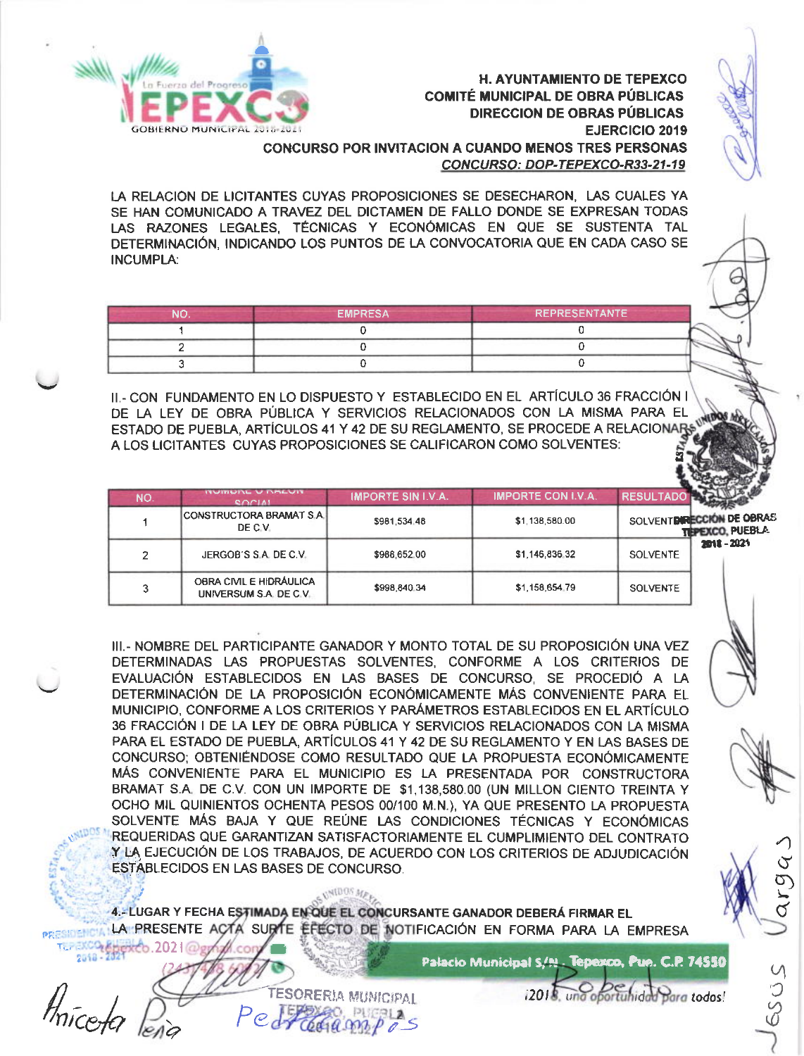**H. AYUNTAMIENTO DE TEPEXCO**
**COMITÉ MUNICIPAL DE OBRA PÚBLICAS**
**DIRECCION DE OBRAS PÚBLICAS**
**EJERCICIO 2019**
**CONCURSO POR INVITACION A CUANDO MENOS TRES PERSONAS**
***CONCURSO: DOP-TEPEXCO-R33-21-19***

LA RELACION DE LICITANTES CUYAS PROPOSICIONES SE DESECHARON, LAS CUALES YA SE HAN COMUNICADO A TRAVEZ DEL DICTAMEN DE FALLO DONDE SE EXPRESAN TODAS LAS RAZONES LEGALES, TÉCNICAS Y ECONÓMICAS EN QUE SE SUSTENTA TAL DETERMINACIÓN, INDICANDO LOS PUNTOS DE LA CONVOCATORIA QUE EN CADA CASO SE INCUMPLA:

| NO. | EMPRESA | REPRESENTANTE |
|---|---|---|
| 1 | 0 | 0 |
| 2 | 0 | 0 |
| 3 | 0 | 0 |

II.- CON FUNDAMENTO EN LO DISPUESTO Y ESTABLECIDO EN EL ARTÍCULO 36 FRACCIÓN I DE LA LEY DE OBRA PÚBLICA Y SERVICIOS RELACIONADOS CON LA MISMA PARA EL ESTADO DE PUEBLA, ARTÍCULOS 41 Y 42 DE SU REGLAMENTO, SE PROCEDE A RELACIONAR A LOS LICITANTES CUYAS PROPOSICIONES SE CALIFICARON COMO SOLVENTES:

| NO. | NOMBRE O RAZON SOCIAL | IMPORTE SIN I.V.A. | IMPORTE CON I.V.A. | RESULTADO |
|---|---|---|---|---|
| 1 | CONSTRUCTORA BRAMAT S.A. DE C.V. | $981,534.48 | $1,138,580.00 | SOLVENTE |
| 2 | JERGOB'S S.A. DE C.V. | $988,652.00 | $1,146,836.32 | SOLVENTE |
| 3 | OBRA CIVIL E HIDRÁULICA UNIVERSUM S.A. DE C.V. | $998,840.34 | $1,158,654.79 | SOLVENTE |

III.- NOMBRE DEL PARTICIPANTE GANADOR Y MONTO TOTAL DE SU PROPOSICIÓN UNA VEZ DETERMINADAS LAS PROPUESTAS SOLVENTES, CONFORME A LOS CRITERIOS DE EVALUACIÓN ESTABLECIDOS EN LAS BASES DE CONCURSO, SE PROCEDIÓ A LA DETERMINACIÓN DE LA PROPOSICIÓN ECONÓMICAMENTE MÁS CONVENIENTE PARA EL MUNICIPIO, CONFORME A LOS CRITERIOS Y PARÁMETROS ESTABLECIDOS EN EL ARTÍCULO 36 FRACCIÓN I DE LA LEY DE OBRA PÚBLICA Y SERVICIOS RELACIONADOS CON LA MISMA PARA EL ESTADO DE PUEBLA, ARTÍCULOS 41 Y 42 DE SU REGLAMENTO Y EN LAS BASES DE CONCURSO; OBTENIÉNDOSE COMO RESULTADO QUE LA PROPUESTA ECONÓMICAMENTE MÁS CONVENIENTE PARA EL MUNICIPIO ES LA PRESENTADA POR CONSTRUCTORA BRAMAT S.A. DE C.V. CON UN IMPORTE DE $1,138,580.00 (UN MILLON CIENTO TREINTA Y OCHO MIL QUINIENTOS OCHENTA PESOS 00/100 M.N.), YA QUE PRESENTO LA PROPUESTA SOLVENTE MÁS BAJA Y QUE REÚNE LAS CONDICIONES TÉCNICAS Y ECONÓMICAS REQUERIDAS QUE GARANTIZAN SATISFACTORIAMENTE EL CUMPLIMIENTO DEL CONTRATO Y LA EJECUCIÓN DE LOS TRABAJOS, DE ACUERDO CON LOS CRITERIOS DE ADJUDICACIÓN ESTABLECIDOS EN LAS BASES DE CONCURSO.

**4.- LUGAR Y FECHA ESTIMADA EN QUE EL CONCURSANTE GANADOR DEBERÁ FIRMAR EL**
LA PRESENTE ACTA SURTE EFECTO DE NOTIFICACIÓN EN FORMA PARA LA EMPRESA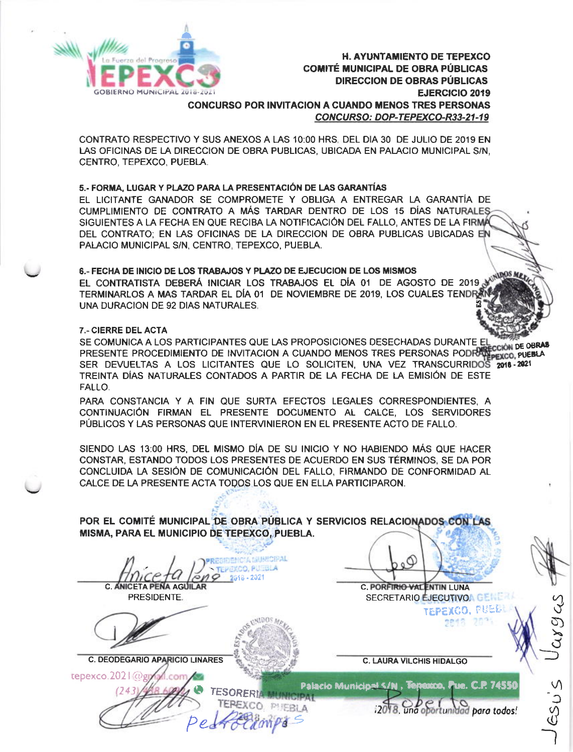**H. AYUNTAMIENTO DE TEPEXCO**
**COMITÉ MUNICIPAL DE OBRA PÚBLICAS**
**DIRECCION DE OBRAS PÚBLICAS**
**EJERCICIO 2019**
**CONCURSO POR INVITACION A CUANDO MENOS TRES PERSONAS**
***CONCURSO: DOP-TEPEXCO-R33-21-19***

CONTRATO RESPECTIVO Y SUS ANEXOS A LAS 10:00 HRS. DEL DIA 30 DE JULIO DE 2019 EN LAS OFICINAS DE LA DIRECCION DE OBRA PUBLICAS, UBICADA EN PALACIO MUNICIPAL S/N, CENTRO, TEPEXCO, PUEBLA.

**5.- FORMA, LUGAR Y PLAZO PARA LA PRESENTACIÓN DE LAS GARANTÍAS**

EL LICITANTE GANADOR SE COMPROMETE Y OBLIGA A ENTREGAR LA GARANTÍA DE CUMPLIMIENTO DE CONTRATO A MÁS TARDAR DENTRO DE LOS 15 DÍAS NATURALES SIGUIENTES A LA FECHA EN QUE RECIBA LA NOTIFICACIÓN DEL FALLO, ANTES DE LA FIRMA DEL CONTRATO; EN LAS OFICINAS DE LA DIRECCION DE OBRA PUBLICAS UBICADAS EN PALACIO MUNICIPAL S/N, CENTRO, TEPEXCO, PUEBLA.

**6.- FECHA DE INICIO DE LOS TRABAJOS Y PLAZO DE EJECUCION DE LOS MISMOS**

EL CONTRATISTA DEBERÁ INICIAR LOS TRABAJOS EL DÍA 01 DE AGOSTO DE 2019 Y TERMINARLOS A MAS TARDAR EL DÍA 01 DE NOVIEMBRE DE 2019, LOS CUALES TENDRÁN UNA DURACION DE 92 DIAS NATURALES.

**7.- CIERRE DEL ACTA**

SE COMUNICA A LOS PARTICIPANTES QUE LAS PROPOSICIONES DESECHADAS DURANTE EL PRESENTE PROCEDIMIENTO DE INVITACION A CUANDO MENOS TRES PERSONAS PODRÁN SER DEVUELTAS A LOS LICITANTES QUE LO SOLICITEN, UNA VEZ TRANSCURRIDOS TREINTA DÍAS NATURALES CONTADOS A PARTIR DE LA FECHA DE LA EMISIÓN DE ESTE FALLO.

PARA CONSTANCIA Y A FIN QUE SURTA EFECTOS LEGALES CORRESPONDIENTES, A CONTINUACIÓN FIRMAN EL PRESENTE DOCUMENTO AL CALCE, LOS SERVIDORES PÚBLICOS Y LAS PERSONAS QUE INTERVINIERON EN EL PRESENTE ACTO DE FALLO.

SIENDO LAS 13:00 HRS, DEL MISMO DÍA DE SU INICIO Y NO HABIENDO MÁS QUE HACER CONSTAR, ESTANDO TODOS LOS PRESENTES DE ACUERDO EN SUS TÉRMINOS, SE DA POR CONCLUIDA LA SESIÓN DE COMUNICACIÓN DEL FALLO, FIRMANDO DE CONFORMIDAD AL CALCE DE LA PRESENTE ACTA TODOS LOS QUE EN ELLA PARTICIPARON.

**POR EL COMITÉ MUNICIPAL DE OBRA PÚBLICA Y SERVICIOS RELACIONADOS CON LAS MISMA, PARA EL MUNICIPIO DE TEPEXCO, PUEBLA.**

| | |
|---|---|
| C. ANICETA PEÑA AGUILAR<br>PRESIDENTE. | C. PORFIRIO VALENTIN LUNA<br>SECRETARIO EJECUTIVO. |
| C. DEODEGARIO APARICIO LINARES | C. LAURA VILCHIS HIDALGO |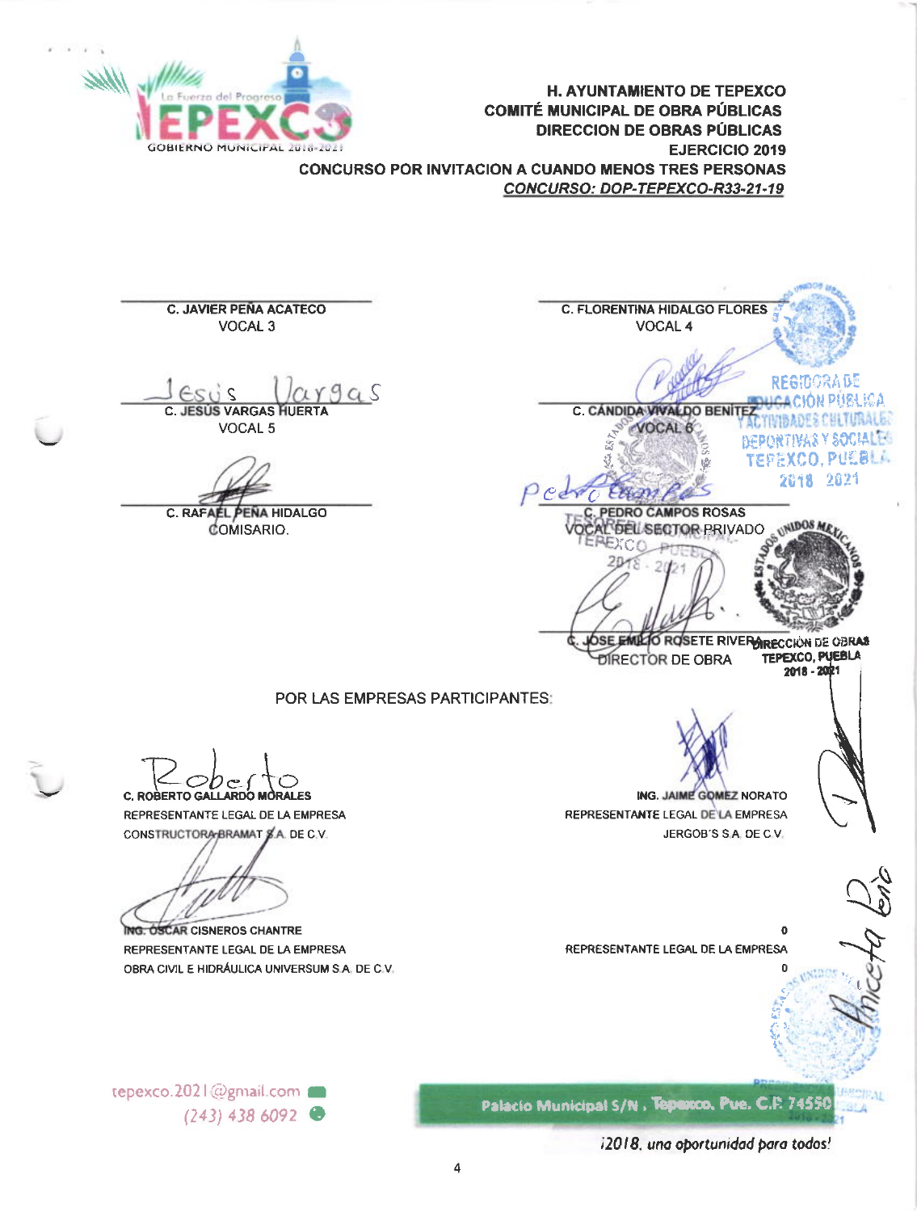**H. AYUNTAMIENTO DE TEPEXCO**
**COMITÉ MUNICIPAL DE OBRA PÚBLICAS**
**DIRECCION DE OBRAS PÚBLICAS**
**EJERCICIO 2019**
**CONCURSO POR INVITACION A CUANDO MENOS TRES PERSONAS**
***CONCURSO: DOP-TEPEXCO-R33-21-19***

**C. JAVIER PEÑA ACATECO**
VOCAL 3

**C. FLORENTINA HIDALGO FLORES**
VOCAL 4

**C. JESÚS VARGAS HUERTA**
VOCAL 5

**C. CÁNDIDA VIVALDO BENÍTEZ**
VOCAL 6

**C. RAFAEL PEÑA HIDALGO**
COMISARIO.

**C. PEDRO CAMPOS ROSAS**
VOCAL DEL SECTOR PRIVADO

**C. JOSE EMILIO ROSETE RIVERA**
DIRECTOR DE OBRA

POR LAS EMPRESAS PARTICIPANTES:

**C. ROBERTO GALLARDO MORALES**
REPRESENTANTE LEGAL DE LA EMPRESA
CONSTRUCTORA BRAMAT S.A. DE C.V.

**ING. JAIME GOMEZ NORATO**
REPRESENTANTE LEGAL DE LA EMPRESA
JERGOB'S S.A. DE C.V.

**ING. OSCAR CISNEROS CHANTRE**
REPRESENTANTE LEGAL DE LA EMPRESA
OBRA CIVIL E HIDRÁULICA UNIVERSUM S.A. DE C.V.

**0**
REPRESENTANTE LEGAL DE LA EMPRESA
0

tepexco.2021@gmail.com
(243) 438 6092

Palacio Municipal S/N , Tepexco, Pue. C.P. 74550

*¡2018, una oportunidad para todos!*